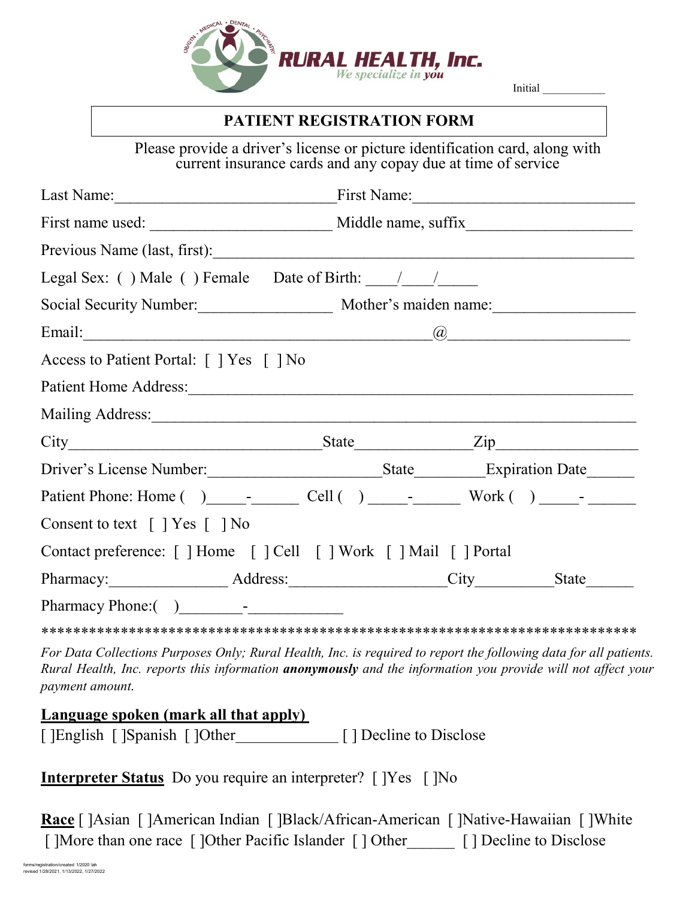RURAL HEALTH, Inc.
*We specialize in you*

Initial ___________

# PATIENT REGISTRATION FORM

Please provide a driver's license or picture identification card, along with current insurance cards and any copay due at time of service

Last Name:___________________________ First Name:___________________________

First name used: ______________________ Middle name, suffix____________________

Previous Name (last, first):_____________________________________________________

Legal Sex: ( ) Male ( ) Female Date of Birth: ____/____/_____

Social Security Number:________________ Mother's maiden name:_________________

Email:__________________________________________@______________________

Access to Patient Portal: [ ] Yes [ ] No

Patient Home Address:_____________________________________________________

Mailing Address:__________________________________________________________

City_______________________________State______________Zip_________________

Driver's License Number:_____________________State________Expiration Date______

Patient Phone: Home ( )_____-______ Cell ( ) _____-______ Work ( ) _____- ______

Consent to text [ ] Yes [ ] No

Contact preference: [ ] Home [ ] Cell [ ] Work [ ] Mail [ ] Portal

Pharmacy:______________ Address:___________________City_________State______

Pharmacy Phone:( )________-____________

****************************************************************************

*For Data Collections Purposes Only; Rural Health, Inc. is required to report the following data for all patients. Rural Health, Inc. reports this information **anonymously** and the information you provide will not affect your payment amount.*

**Language spoken (mark all that apply)**

[ ]English [ ]Spanish [ ]Other_____________ [ ] Decline to Disclose

**Interpreter Status** Do you require an interpreter? [ ]Yes [ ]No

**Race** [ ]Asian [ ]American Indian [ ]Black/African-American [ ]Native-Hawaiian [ ]White [ ]More than one race [ ]Other Pacific Islander [ ] Other______ [ ] Decline to Disclose

forms/registration/created 1/2020 lah
revised 1/28/2021, 1/13/2022, 1/27/2022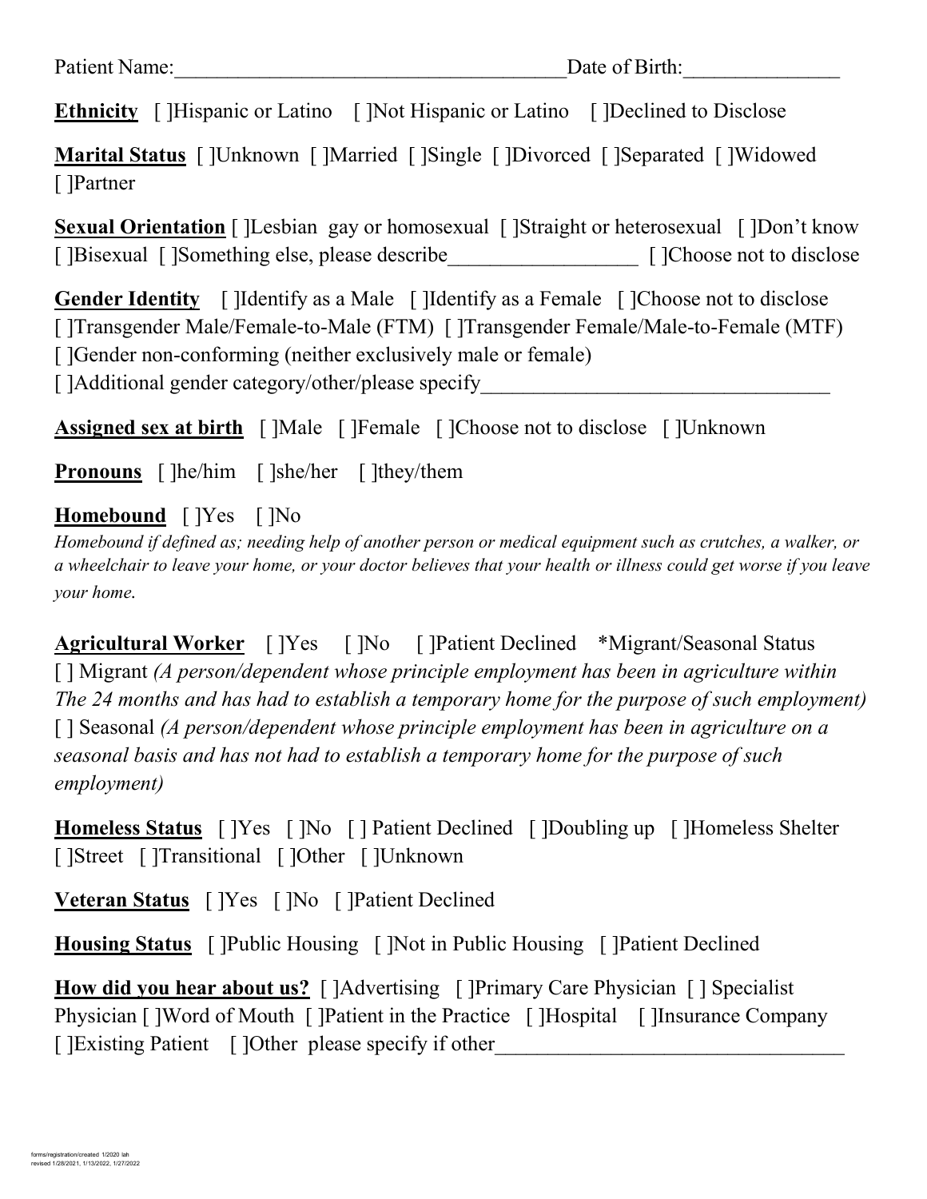Patient Name:_____________________________________Date of Birth:_______________

**Ethnicity** [ ]Hispanic or Latino [ ]Not Hispanic or Latino [ ]Declined to Disclose

**Marital Status** [ ]Unknown [ ]Married [ ]Single [ ]Divorced [ ]Separated [ ]Widowed [ ]Partner

**Sexual Orientation** [ ]Lesbian gay or homosexual [ ]Straight or heterosexual [ ]Don't know [ ]Bisexual [ ]Something else, please describe__________________ [ ]Choose not to disclose

**Gender Identity** [ ]Identify as a Male [ ]Identify as a Female [ ]Choose not to disclose
[ ]Transgender Male/Female-to-Male (FTM) [ ]Transgender Female/Male-to-Female (MTF)
[ ]Gender non-conforming (neither exclusively male or female)
[ ]Additional gender category/other/please specify__________________________________

**Assigned sex at birth** [ ]Male [ ]Female [ ]Choose not to disclose [ ]Unknown

**Pronouns** [ ]he/him [ ]she/her [ ]they/them

**Homebound** [ ]Yes [ ]No

*Homebound if defined as; needing help of another person or medical equipment such as crutches, a walker, or a wheelchair to leave your home, or your doctor believes that your health or illness could get worse if you leave your home.*

**Agricultural Worker** [ ]Yes [ ]No [ ]Patient Declined *Migrant/Seasonal Status
[ ] Migrant *(A person/dependent whose principle employment has been in agriculture within The 24 months and has had to establish a temporary home for the purpose of such employment)*
[ ] Seasonal *(A person/dependent whose principle employment has been in agriculture on a seasonal basis and has not had to establish a temporary home for the purpose of such employment)*

**Homeless Status** [ ]Yes [ ]No [ ] Patient Declined [ ]Doubling up [ ]Homeless Shelter [ ]Street [ ]Transitional [ ]Other [ ]Unknown

**Veteran Status** [ ]Yes [ ]No [ ]Patient Declined

**Housing Status** [ ]Public Housing [ ]Not in Public Housing [ ]Patient Declined

**How did you hear about us?** [ ]Advertising [ ]Primary Care Physician [ ] Specialist Physician [ ]Word of Mouth [ ]Patient in the Practice [ ]Hospital [ ]Insurance Company [ ]Existing Patient [ ]Other please specify if other_________________________________

forms/registration/created 1/2020 lah
revised 1/28/2021, 1/13/2022, 1/27/2022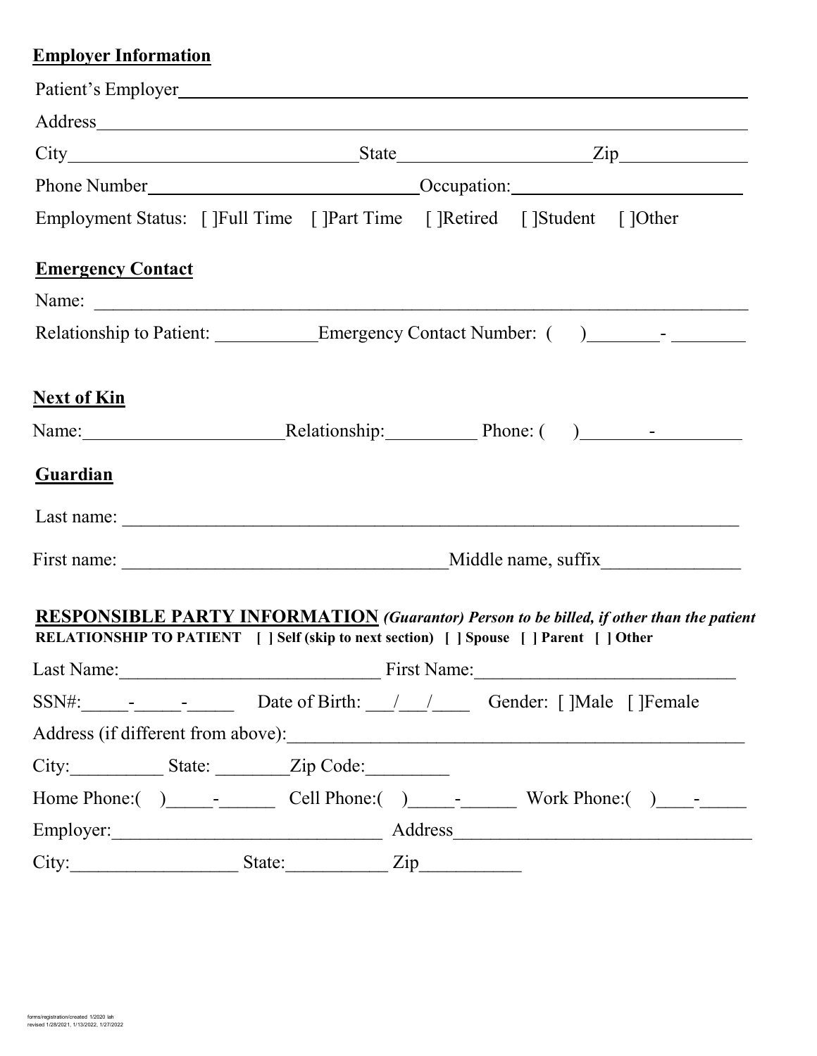## Employer Information

Patient's Employer\_\_\_\_\_\_\_\_\_\_\_\_\_\_\_\_\_\_\_\_\_\_\_\_\_\_\_\_\_\_\_\_\_\_\_\_\_\_\_\_\_\_\_\_\_\_\_\_

Address\_\_\_\_\_\_\_\_\_\_\_\_\_\_\_\_\_\_\_\_\_\_\_\_\_\_\_\_\_\_\_\_\_\_\_\_\_\_\_\_\_\_\_\_\_\_\_\_\_\_\_\_\_\_\_\_

City\_\_\_\_\_\_\_\_\_\_\_\_\_\_\_\_\_\_\_\_\_\_\_\_\_\_State\_\_\_\_\_\_\_\_\_\_\_\_\_\_\_\_\_Zip\_\_\_\_\_\_\_\_\_\_\_

Phone Number\_\_\_\_\_\_\_\_\_\_\_\_\_\_\_\_\_\_\_\_\_\_\_\_\_Occupation:\_\_\_\_\_\_\_\_\_\_\_\_\_\_\_\_\_\_\_\_\_\_

Employment Status: [ ]Full Time [ ]Part Time [ ]Retired [ ]Student [ ]Other

## Emergency Contact

Name: \_\_\_\_\_\_\_\_\_\_\_\_\_\_\_\_\_\_\_\_\_\_\_\_\_\_\_\_\_\_\_\_\_\_\_\_\_\_\_\_\_\_\_\_\_\_\_\_\_\_\_\_\_\_\_\_\_\_

Relationship to Patient: \_\_\_\_\_\_\_\_\_\_Emergency Contact Number: (    )\_\_\_\_\_\_\_- \_\_\_\_\_\_\_

## Next of Kin

Name:\_\_\_\_\_\_\_\_\_\_\_\_\_\_\_\_\_\_\_\_Relationship:\_\_\_\_\_\_\_\_\_ Phone: (    )\_\_\_\_\_\_\_-\_\_\_\_\_\_\_\_\_

## Guardian

Last name: \_\_\_\_\_\_\_\_\_\_\_\_\_\_\_\_\_\_\_\_\_\_\_\_\_\_\_\_\_\_\_\_\_\_\_\_\_\_\_\_\_\_\_\_\_\_\_\_\_\_\_\_\_\_\_\_\_

First name: \_\_\_\_\_\_\_\_\_\_\_\_\_\_\_\_\_\_\_\_\_\_\_\_\_\_\_\_\_\_\_\_\_Middle name, suffix\_\_\_\_\_\_\_\_\_\_\_\_\_\_

## RESPONSIBLE PARTY INFORMATION *(Guarantor) Person to be billed, if other than the patient*

**RELATIONSHIP TO PATIENT [ ] Self (skip to next section) [ ] Spouse [ ] Parent [ ] Other**

Last Name:\_\_\_\_\_\_\_\_\_\_\_\_\_\_\_\_\_\_\_\_\_\_\_\_\_\_\_ First Name:\_\_\_\_\_\_\_\_\_\_\_\_\_\_\_\_\_\_\_\_\_\_\_\_\_\_\_

SSN#:\_\_\_\_\_-\_\_\_\_\_-\_\_\_\_\_ Date of Birth: \_\_\_/\_\_\_/\_\_\_\_ Gender: [ ]Male [ ]Female

Address (if different from above):\_\_\_\_\_\_\_\_\_\_\_\_\_\_\_\_\_\_\_\_\_\_\_\_\_\_\_\_\_\_\_\_\_\_\_\_\_\_\_\_\_\_\_\_\_\_

City:\_\_\_\_\_\_\_\_\_\_ State: \_\_\_\_\_\_\_\_Zip Code:\_\_\_\_\_\_\_\_\_

Home Phone:(  )\_\_\_\_\_-\_\_\_\_\_\_ Cell Phone:(  )\_\_\_\_\_-\_\_\_\_\_\_ Work Phone:(  )\_\_\_\_-\_\_\_\_\_

Employer:\_\_\_\_\_\_\_\_\_\_\_\_\_\_\_\_\_\_\_\_\_\_\_\_\_\_\_\_\_ Address\_\_\_\_\_\_\_\_\_\_\_\_\_\_\_\_\_\_\_\_\_\_\_\_\_\_\_\_\_\_\_

City:\_\_\_\_\_\_\_\_\_\_\_\_\_\_\_\_\_\_ State:\_\_\_\_\_\_\_\_\_\_\_ Zip\_\_\_\_\_\_\_\_\_\_\_

forms/registration/created 1/2020 lah
revised 1/28/2021, 1/13/2022, 1/27/2022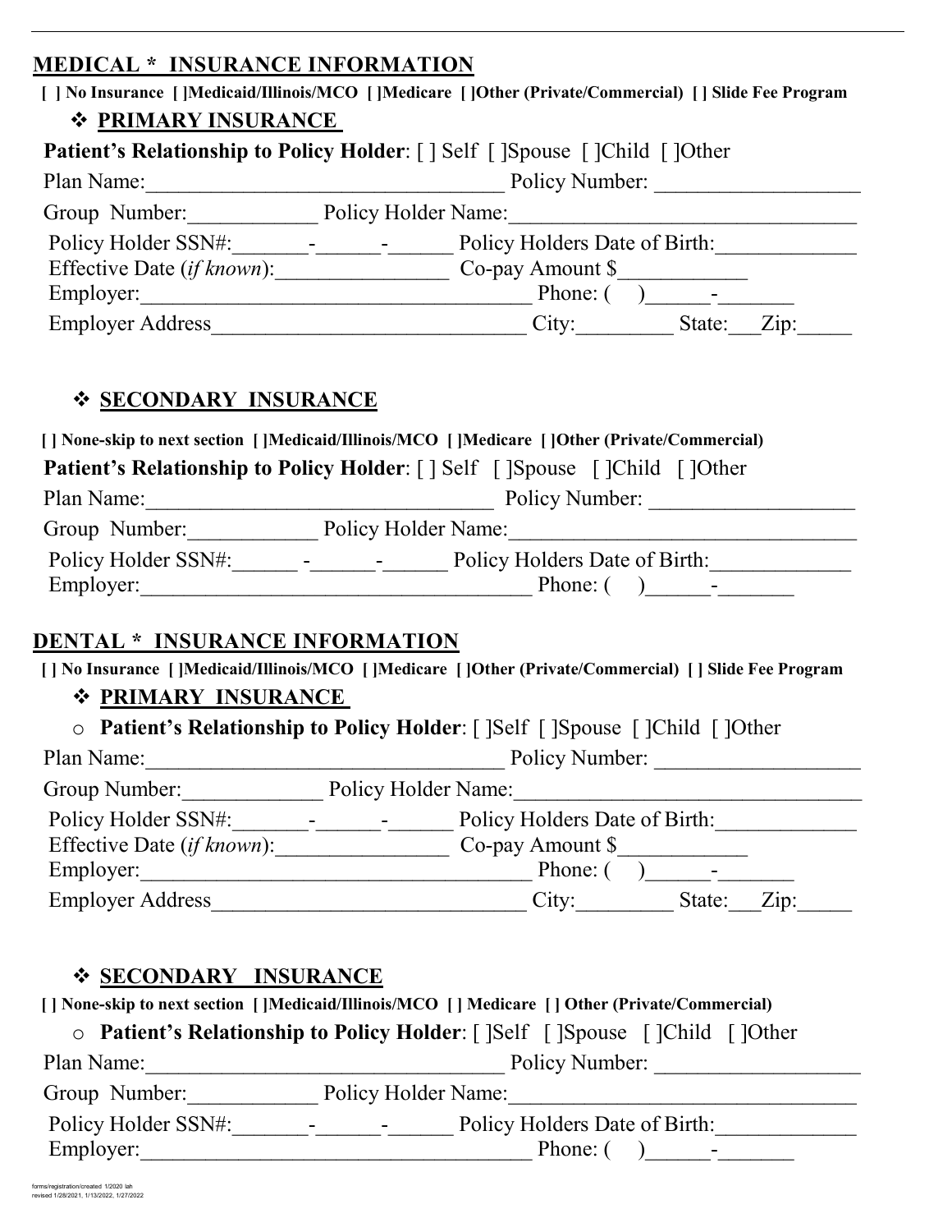## MEDICAL * INSURANCE INFORMATION

**[ ] No Insurance [ ]Medicaid/Illinois/MCO [ ]Medicare [ ]Other (Private/Commercial) [ ] Slide Fee Program**

### ❖ PRIMARY INSURANCE

**Patient's Relationship to Policy Holder**: [ ] Self [ ]Spouse [ ]Child [ ]Other

Plan Name:________________________________ Policy Number: __________________

Group Number:___________ Policy Holder Name:_______________________________

Policy Holder SSN#:_______-______-______ Policy Holders Date of Birth:____________

Effective Date (*if known*):_______________ Co-pay Amount $___________

Employer:___________________________________ Phone: ( )______-_______

Employer Address____________________________ City:________ State:___Zip:_____

### ❖ SECONDARY INSURANCE

**[ ] None-skip to next section [ ]Medicaid/Illinois/MCO [ ]Medicare [ ]Other (Private/Commercial)**

**Patient's Relationship to Policy Holder**: [ ] Self [ ]Spouse [ ]Child [ ]Other

Plan Name:________________________________ Policy Number: __________________

Group Number:___________ Policy Holder Name:_______________________________

Policy Holder SSN#:______ -______-______ Policy Holders Date of Birth:____________

Employer:___________________________________ Phone: ( )______-_______

## DENTAL * INSURANCE INFORMATION

**[ ] No Insurance [ ]Medicaid/Illinois/MCO [ ]Medicare [ ]Other (Private/Commercial) [ ] Slide Fee Program**

### ❖ PRIMARY INSURANCE

- **Patient's Relationship to Policy Holder**: [ ]Self [ ]Spouse [ ]Child [ ]Other

Plan Name:________________________________ Policy Number: __________________

Group Number:____________ Policy Holder Name:_______________________________

Policy Holder SSN#:_______-______-______ Policy Holders Date of Birth:____________

Effective Date (*if known*):_______________ Co-pay Amount $___________

Employer:___________________________________ Phone: ( )______-_______

Employer Address____________________________ City:________ State:___Zip:_____

### ❖ SECONDARY INSURANCE

**[ ] None-skip to next section [ ]Medicaid/Illinois/MCO [ ] Medicare [ ] Other (Private/Commercial)**

- **Patient's Relationship to Policy Holder**: [ ]Self [ ]Spouse [ ]Child [ ]Other

Plan Name:________________________________ Policy Number: __________________

Group Number:___________ Policy Holder Name:_______________________________

Policy Holder SSN#:_______-______-______ Policy Holders Date of Birth:____________

Employer:___________________________________ Phone: ( )______-_______

forms/registration/created 1/2020 lah
revised 1/28/2021, 1/13/2022, 1/27/2022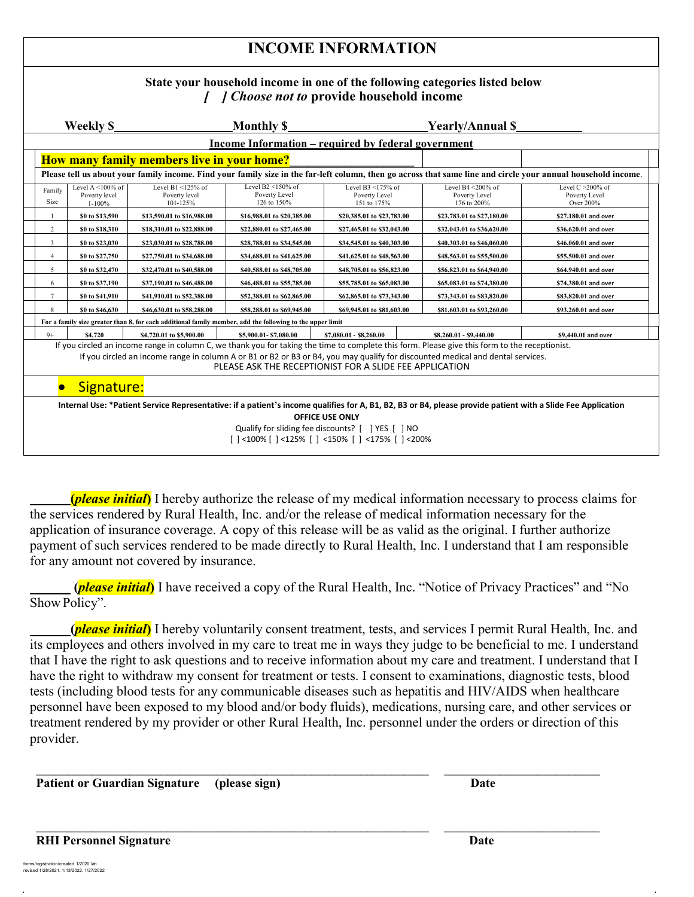# INCOME INFORMATION

**State your household income in one of the following categories listed below**
**[ ] *Choose not to* provide household income**

**Weekly $__________________ Monthly $______________________ Yearly/Annual $__________**

**Income Information – required by federal government**

**How many family members live in your home?____________________**

**Please tell us about your family income. Find your family size in the far-left column, then go across that same line and circle your annual household income.**

| Family Size | Level A <100% of Poverty level 1-100% | Level B1 <125% of Poverty level 101-125% | Level B2 <150% of Poverty Level 126 to 150% | Level B3 <175% of Poverty Level 151 to 175% | Level B4 <200% of Poverty Level 176 to 200% | Level C >200% of Poverty Level Over 200% |
|---|---|---|---|---|---|---|
| 1 | $0 to $13,590 | $13,590.01 to $16,988.00 | $16,988.01 to $20,385.00 | $20,385.01 to $23,783.00 | $23,783.01 to $27,180.00 | $27,180.01 and over |
| 2 | $0 to $18,310 | $18,310.01 to $22,888.00 | $22,880.01 to $27,465.00 | $27,465.01 to $32,043.00 | $32,043.01 to $36,620.00 | $36,620.01 and over |
| 3 | $0 to $23,030 | $23,030.01 to $28,788.00 | $28,788.01 to $34,545.00 | $34,545.01 to $40,303.00 | $40,303.01 to $46,060.00 | $46,060.01 and over |
| 4 | $0 to $27,750 | $27,750.01 to $34,688.00 | $34,688.01 to $41,625.00 | $41,625.01 to $48,563.00 | $48,563.01 to $55,500.00 | $55,500.01 and over |
| 5 | $0 to $32,470 | $32,470.01 to $40,588.00 | $40,588.01 to $48,705.00 | $48,705.01 to $56,823.00 | $56,823.01 to $64,940.00 | $64,940.01 and over |
| 6 | $0 to $37,190 | $37,190.01 to $46,488.00 | $46,488.01 to $55,785.00 | $55,785.01 to $65,083.00 | $65,083.01 to $74,380.00 | $74,380.01 and over |
| 7 | $0 to $41,910 | $41,910.01 to $52,388.00 | $52,388.01 to $62,865.00 | $62,865.01 to $73,343.00 | $73,343.01 to $83,820.00 | $83,820.01 and over |
| 8 | $0 to $46,630 | $46,630.01 to $58,288.00 | $58,288.01 to $69,945.00 | $69,945.01 to $81,603.00 | $81,603.01 to $93,260.00 | $93,260.01 and over |
| For a family size greater than 8, for each additional family member, add the following to the upper limit | | | | | | |
| 9+ | $4,720 | $4,720.01 to $5,900.00 | $5,900.01- $7,080.00 | $7,080.01 - $8,260.00 | $8,260.01 - $9,440.00 | $9,440.01 and over |

If you circled an income range in column C, we thank you for taking the time to complete this form. Please give this form to the receptionist.
If you circled an income range in column A or B1 or B2 or B3 or B4, you may qualify for discounted medical and dental services.
PLEASE ASK THE RECEPTIONIST FOR A SLIDE FEE APPLICATION

- Signature:

**Internal Use: *Patient Service Representative: if a patient's income qualifies for A, B1, B2, B3 or B4, please provide patient with a Slide Fee Application**

**OFFICE USE ONLY**

Qualify for sliding fee discounts? [ ] YES [ ] NO
[ ] <100% [ ] <125% [ ] <150% [ ] <175% [ ] <200%

______**(*please initial*)** I hereby authorize the release of my medical information necessary to process claims for the services rendered by Rural Health, Inc. and/or the release of medical information necessary for the application of insurance coverage. A copy of this release will be as valid as the original. I further authorize payment of such services rendered to be made directly to Rural Health, Inc. I understand that I am responsible for any amount not covered by insurance.

______ **(*please initial*)** I have received a copy of the Rural Health, Inc. "Notice of Privacy Practices" and "No Show Policy".

______**(*please initial*)** I hereby voluntarily consent treatment, tests, and services I permit Rural Health, Inc. and its employees and others involved in my care to treat me in ways they judge to be beneficial to me. I understand that I have the right to ask questions and to receive information about my care and treatment. I understand that I have the right to withdraw my consent for treatment or tests. I consent to examinations, diagnostic tests, blood tests (including blood tests for any communicable diseases such as hepatitis and HIV/AIDS when healthcare personnel have been exposed to my blood and/or body fluids), medications, nursing care, and other services or treatment rendered by my provider or other Rural Health, Inc. personnel under the orders or direction of this provider.

_________________________________________________ ____________________
**Patient or Guardian Signature (please sign)** **Date**

_________________________________________________ ____________________
**RHI Personnel Signature** **Date**

forms/registration/created 1/2020 lah
revised 1/28/2021, 1/13/2022, 1/27/2022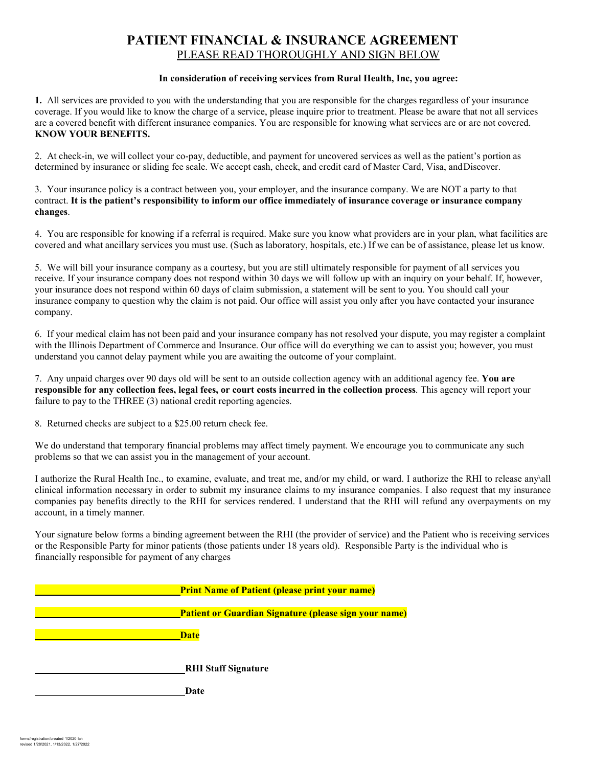# PATIENT FINANCIAL & INSURANCE AGREEMENT

PLEASE READ THOROUGHLY AND SIGN BELOW

**In consideration of receiving services from Rural Health, Inc, you agree:**

**1.** All services are provided to you with the understanding that you are responsible for the charges regardless of your insurance coverage. If you would like to know the charge of a service, please inquire prior to treatment. Please be aware that not all services are a covered benefit with different insurance companies. You are responsible for knowing what services are or are not covered. **KNOW YOUR BENEFITS.**

2. At check-in, we will collect your co-pay, deductible, and payment for uncovered services as well as the patient's portion as determined by insurance or sliding fee scale. We accept cash, check, and credit card of Master Card, Visa, and Discover.

3. Your insurance policy is a contract between you, your employer, and the insurance company. We are NOT a party to that contract. **It is the patient's responsibility to inform our office immediately of insurance coverage or insurance company changes**.

4. You are responsible for knowing if a referral is required. Make sure you know what providers are in your plan, what facilities are covered and what ancillary services you must use. (Such as laboratory, hospitals, etc.) If we can be of assistance, please let us know.

5. We will bill your insurance company as a courtesy, but you are still ultimately responsible for payment of all services you receive. If your insurance company does not respond within 30 days we will follow up with an inquiry on your behalf. If, however, your insurance does not respond within 60 days of claim submission, a statement will be sent to you. You should call your insurance company to question why the claim is not paid. Our office will assist you only after you have contacted your insurance company.

6. If your medical claim has not been paid and your insurance company has not resolved your dispute, you may register a complaint with the Illinois Department of Commerce and Insurance. Our office will do everything we can to assist you; however, you must understand you cannot delay payment while you are awaiting the outcome of your complaint.

7. Any unpaid charges over 90 days old will be sent to an outside collection agency with an additional agency fee. **You are responsible for any collection fees, legal fees, or court costs incurred in the collection process**. This agency will report your failure to pay to the THREE (3) national credit reporting agencies.

8. Returned checks are subject to a $25.00 return check fee.

We do understand that temporary financial problems may affect timely payment. We encourage you to communicate any such problems so that we can assist you in the management of your account.

I authorize the Rural Health Inc., to examine, evaluate, and treat me, and/or my child, or ward. I authorize the RHI to release any\all clinical information necessary in order to submit my insurance claims to my insurance companies. I also request that my insurance companies pay benefits directly to the RHI for services rendered. I understand that the RHI will refund any overpayments on my account, in a timely manner.

Your signature below forms a binding agreement between the RHI (the provider of service) and the Patient who is receiving services or the Responsible Party for minor patients (those patients under 18 years old). Responsible Party is the individual who is financially responsible for payment of any charges

______________________________ **Print Name of Patient (please print your name)**

______________________________ **Patient or Guardian Signature (please sign your name)**

______________________________ **Date**

______________________________ **RHI Staff Signature**

______________________________ **Date**

forms/registration/created 1/2020 lah
revised 1/28/2021, 1/13/2022, 1/27/2022